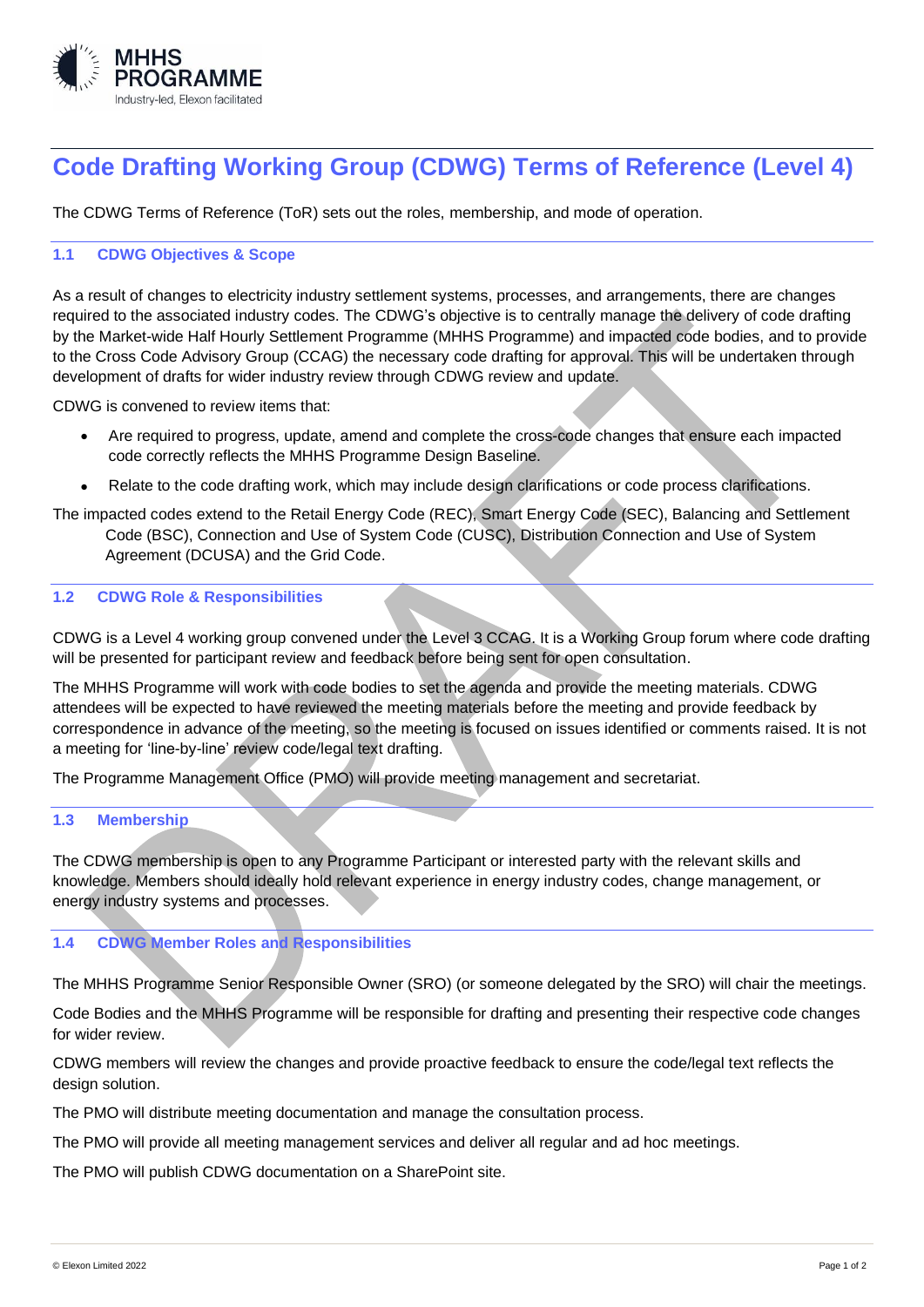# Code Drafting Working Group (CDWG) Terms of Reference (Level 4)

The CDWG Terms of Reference (ToR) sets out the roles, membership, and mode of operation.

## 1.1 CDWG Objectives & Scope

As a result of changes to electricity industry settlement systems, processes, and arrangements, there are changes required to the associated industry codes. The CDWG's objective is to centrally manage the delivery of code drafting by the Market-wide Half Hourly Settlement Programme (MHHS Programme) and impacted code bodies, and to provide to the Cross Code Advisory Group (CCAG) the necessary code drafting for approval. This will be undertaken through development of drafts for wider industry review through CDWG review and update.

CDWG is convened to review items that:

- Are required to progress, update, amend and complete the cross-code changes that ensure each impacted code correctly reflects the MHHS Programme Design Baseline.
- Relate to the code drafting work, which may include design clarifications or code process clarifications.

The impacted codes extend to the Retail Energy Code (REC), Smart Energy Code (SEC), Balancing and Settlement Code (BSC), Connection and Use of System Code (CUSC), Distribution Connection and Use of System Agreement (DCUSA) and the Grid Code.

## 1.2 CDWG Role & Responsibilities

CDWG is a Level 4 working group convened under the Level 3 CCAG. It is a Working Group forum where code drafting will be presented for participant review and feedback before being sent for open consultation.

The MHHS Programme will work with code bodies to set the agenda and provide the meeting materials. CDWG attendees will be expected to have reviewed the meeting materials before the meeting and provide feedback by correspondence in advance of the meeting, so the meeting is focused on issues identified or comments raised. It is not a meeting for 'line-by-line' review code/legal text drafting.

The Programme Management Office (PMO) will provide meeting management and secretariat.

## 1.3 Membership

The CDWG membership is open to any Programme Participant or interested party with the relevant skills and knowledge. Members should ideally hold relevant experience in energy industry codes, change management, or energy industry systems and processes.

## 1.4 CDWG Member Roles and Responsibilities

The MHHS Programme Senior Responsible Owner (SRO) (or someone delegated by the SRO) will chair the meetings.

Code Bodies and the MHHS Programme will be responsible for drafting and presenting their respective code changes for wider review.

CDWG members will review the changes and provide proactive feedback to ensure the code/legal text reflects the design solution.

The PMO will distribute meeting documentation and manage the consultation process.

The PMO will provide all meeting management services and deliver all regular and ad hoc meetings.

The PMO will publish CDWG documentation on a SharePoint site.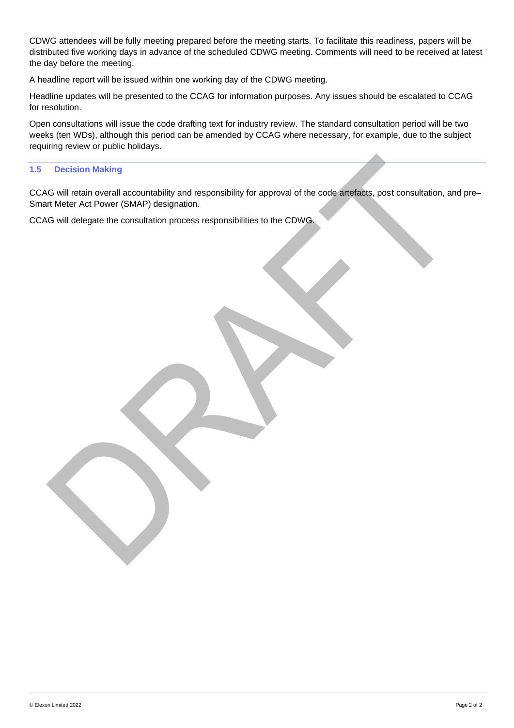CDWG attendees will be fully meeting prepared before the meeting starts. To facilitate this readiness, papers will be distributed five working days in advance of the scheduled CDWG meeting. Comments will need to be received at latest the day before the meeting.

A headline report will be issued within one working day of the CDWG meeting.

Headline updates will be presented to the CCAG for information purposes. Any issues should be escalated to CCAG for resolution.

Open consultations will issue the code drafting text for industry review. The standard consultation period will be two weeks (ten WDs), although this period can be amended by CCAG where necessary, for example, due to the subject requiring review or public holidays.

### 1.5 Decision Making

CCAG will retain overall accountability and responsibility for approval of the code artefacts, post consultation, and pre–Smart Meter Act Power (SMAP) designation.

CCAG will delegate the consultation process responsibilities to the CDWG.